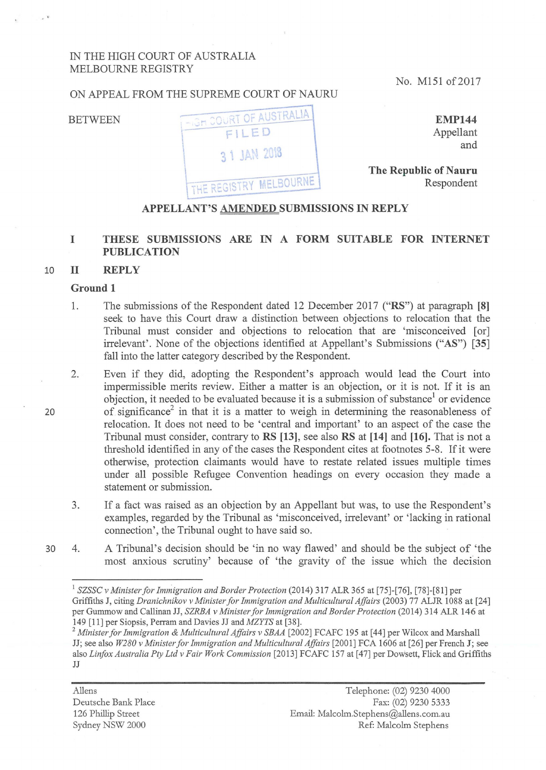IN THE HIGH COURT OF AUSTRALIA
MELBOURNE REGISTRY

No. M151 of 2017

ON APPEAL FROM THE SUPREME COURT OF NAURU

BETWEEN

HIGH COURT OF AUSTRALIA
FILED
31 JAN 2018
THE REGISTRY MELBOURNE

**EMP144**
Appellant
and

**The Republic of Nauru**
Respondent

## APPELLANT'S AMENDED SUBMISSIONS IN REPLY

### I THESE SUBMISSIONS ARE IN A FORM SUITABLE FOR INTERNET PUBLICATION

### II REPLY

**Ground 1**

1. The submissions of the Respondent dated 12 December 2017 ("**RS**") at paragraph **[8]** seek to have this Court draw a distinction between objections to relocation that the Tribunal must consider and objections to relocation that are 'misconceived [or] irrelevant'. None of the objections identified at Appellant's Submissions ("**AS**") **[35]** fall into the latter category described by the Respondent.

2. Even if they did, adopting the Respondent's approach would lead the Court into impermissible merits review. Either a matter is an objection, or it is not. If it is an objection, it needed to be evaluated because it is a submission of substance[1] or evidence of significance[2] in that it is a matter to weigh in determining the reasonableness of relocation. It does not need to be 'central and important' to an aspect of the case the Tribunal must consider, contrary to **RS [13]**, see also **RS** at **[14]** and **[16]**. That is not a threshold identified in any of the cases the Respondent cites at footnotes 5-8. If it were otherwise, protection claimants would have to restate related issues multiple times under all possible Refugee Convention headings on every occasion they made a statement or submission.

3. If a fact was raised as an objection by an Appellant but was, to use the Respondent's examples, regarded by the Tribunal as 'misconceived, irrelevant' or 'lacking in rational connection', the Tribunal ought to have said so.

4. A Tribunal's decision should be 'in no way flawed' and should be the subject of 'the most anxious scrutiny' because of 'the gravity of the issue which the decision

---

[1] *SZSSC v Minister for Immigration and Border Protection* (2014) 317 ALR 365 at [75]-[76], [78]-[81] per Griffiths J, citing *Dranichnikov v Minister for Immigration and Multicultural Affairs* (2003) 77 ALJR 1088 at [24] per Gummow and Callinan JJ, *SZRBA v Minister for Immigration and Border Protection* (2014) 314 ALR 146 at 149 [11] per Siopsis, Perram and Davies JJ and *MZYTS* at [38].

[2] *Minister for Immigration & Multicultural Affairs v SBAA* [2002] FCAFC 195 at [44] per Wilcox and Marshall JJ; see also *W280 v Minister for Immigration and Multicultural Affairs* [2001] FCA 1606 at [26] per French J; see also *Linfox Australia Pty Ltd v Fair Work Commission* [2013] FCAFC 157 at [47] per Dowsett, Flick and Griffiths JJ

Allens
Deutsche Bank Place
126 Phillip Street
Sydney NSW 2000

Telephone: (02) 9230 4000
Fax: (02) 9230 5333
Email: Malcolm.Stephens@allens.com.au
Ref: Malcolm Stephens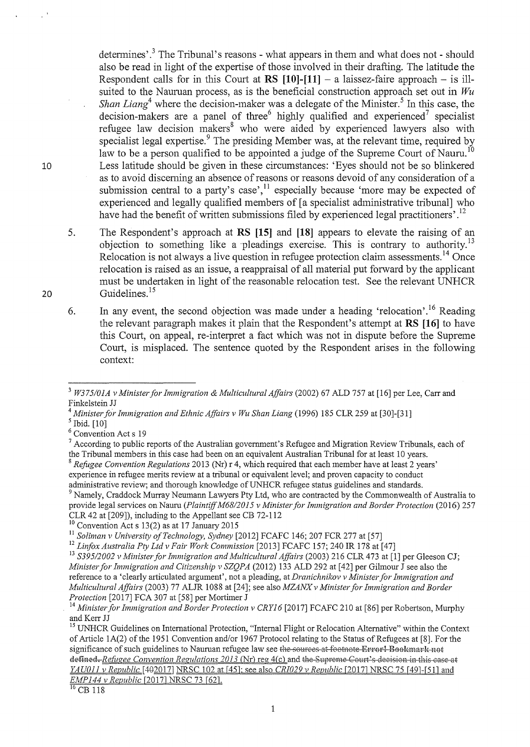determines'.[3] The Tribunal's reasons - what appears in them and what does not - should also be read in light of the expertise of those involved in their drafting. The latitude the Respondent calls for in this Court at **RS [10]-[11]** – a laissez-faire approach – is ill-suited to the Nauruan process, as is the beneficial construction approach set out in *Wu Shan Liang*[4] where the decision-maker was a delegate of the Minister.[5] In this case, the decision-makers are a panel of three[6] highly qualified and experienced[7] specialist refugee law decision makers[8] who were aided by experienced lawyers also with specialist legal expertise.[9] The presiding Member was, at the relevant time, required by law to be a person qualified to be appointed a judge of the Supreme Court of Nauru.[10] Less latitude should be given in these circumstances: 'Eyes should not be so blinkered as to avoid discerning an absence of reasons or reasons devoid of any consideration of a submission central to a party's case',[11] especially because 'more may be expected of experienced and legally qualified members of [a specialist administrative tribunal] who have had the benefit of written submissions filed by experienced legal practitioners'.[12]

5. The Respondent's approach at **RS [15]** and **[18]** appears to elevate the raising of an objection to something like a pleadings exercise. This is contrary to authority.[13] Relocation is not always a live question in refugee protection claim assessments.[14] Once relocation is raised as an issue, a reappraisal of all material put forward by the applicant must be undertaken in light of the reasonable relocation test. See the relevant UNHCR Guidelines.[15]

6. In any event, the second objection was made under a heading 'relocation'.[16] Reading the relevant paragraph makes it plain that the Respondent's attempt at **RS [16]** to have this Court, on appeal, re-interpret a fact which was not in dispute before the Supreme Court, is misplaced. The sentence quoted by the Respondent arises in the following context:

---

[3] *W375/01A v Minister for Immigration & Multicultural Affairs* (2002) 67 ALD 757 at [16] per Lee, Carr and Finkelstein JJ

[4] *Minister for Immigration and Ethnic Affairs v Wu Shan Liang* (1996) 185 CLR 259 at [30]-[31]

[5] Ibid. [10]

[6] Convention Act s 19

[7] According to public reports of the Australian government's Refugee and Migration Review Tribunals, each of the Tribunal members in this case had been on an equivalent Australian Tribunal for at least 10 years.

[8] *Refugee Convention Regulations* 2013 (Nr) r 4, which required that each member have at least 2 years' experience in refugee merits review at a tribunal or equivalent level; and proven capacity to conduct administrative review; and thorough knowledge of UNHCR refugee status guidelines and standards.

[9] Namely, Craddock Murray Neumann Lawyers Pty Ltd, who are contracted by the Commonwealth of Australia to provide legal services on Nauru (*Plaintiff M68/2015 v Minister for Immigration and Border Protection* (2016) 257 CLR 42 at [209]), including to the Appellant see CB 72-112

[10] Convention Act s 13(2) as at 17 January 2015

[11] *Soliman v University of Technology, Sydney* [2012] FCAFC 146; 207 FCR 277 at [57]

[12] *Linfox Australia Pty Ltd v Fair Work Commission* [2013] FCAFC 157; 240 IR 178 at [47]

[13] *S395/2002 v Minister for Immigration and Multicultural Affairs* (2003) 216 CLR 473 at [1] per Gleeson CJ; *Minister for Immigration and Citizenship v SZQPA* (2012) 133 ALD 292 at [42] per Gilmour J see also the reference to a 'clearly articulated argument', not a pleading, at *Dranichnikov v Minister for Immigration and Multicultural Affairs* (2003) 77 ALJR 1088 at [24]; see also *MZANX v Minister for Immigration and Border Protection* [2017] FCA 307 at [58] per Mortimer J

[14] *Minister for Immigration and Border Protection v CRY16* [2017] FCAFC 210 at [86] per Robertson, Murphy and Kerr JJ

[15] UNHCR Guidelines on International Protection, "Internal Flight or Relocation Alternative" within the Context of Article 1A(2) of the 1951 Convention and/or 1967 Protocol relating to the Status of Refugees at [8]. For the significance of such guidelines to Nauruan refugee law see ~~the sources at footnote Error! Bookmark not defined.~~ *Refugee Convention Regulations 2013* (Nr) reg 4(c) and ~~the Supreme Court's decision in this case at~~ *YAU011 v Republic* [~~40~~2017] NRSC 102 at [45]; see also *CRI029 v Republic* [2017] NRSC 75 [49]-[51] and *EMP144 v Republic* [2017] NRSC 73 [62].

[16] CB 118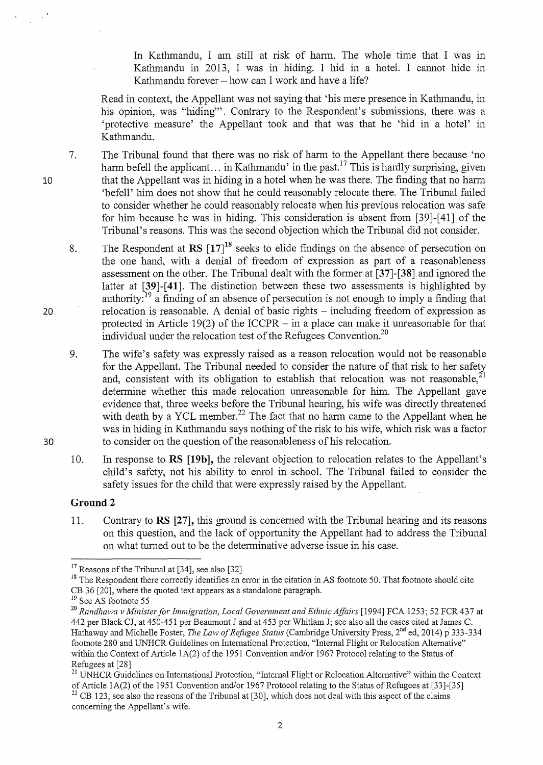> In Kathmandu, I am still at risk of harm. The whole time that I was in Kathmandu in 2013, I was in hiding. I hid in a hotel. I cannot hide in Kathmandu forever – how can I work and have a life?

Read in context, the Appellant was not saying that 'his mere presence in Kathmandu, in his opinion, was "hiding"'. Contrary to the Respondent's submissions, there was a 'protective measure' the Appellant took and that was that he 'hid in a hotel' in Kathmandu.

7. The Tribunal found that there was no risk of harm to the Appellant there because 'no harm befell the applicant... in Kathmandu' in the past.[17] This is hardly surprising, given that the Appellant was in hiding in a hotel when he was there. The finding that no harm 'befell' him does not show that he could reasonably relocate there. The Tribunal failed to consider whether he could reasonably relocate when his previous relocation was safe for him because he was in hiding. This consideration is absent from [39]-[41] of the Tribunal's reasons. This was the second objection which the Tribunal did not consider.

8. The Respondent at **RS [17]**[18] seeks to elide findings on the absence of persecution on the one hand, with a denial of freedom of expression as part of a reasonableness assessment on the other. The Tribunal dealt with the former at **[37]**-**[38]** and ignored the latter at **[39]**-**[41]**. The distinction between these two assessments is highlighted by authority:[19] a finding of an absence of persecution is not enough to imply a finding that relocation is reasonable. A denial of basic rights – including freedom of expression as protected in Article 19(2) of the ICCPR – in a place can make it unreasonable for that individual under the relocation test of the Refugees Convention.[20]

9. The wife's safety was expressly raised as a reason relocation would not be reasonable for the Appellant. The Tribunal needed to consider the nature of that risk to her safety and, consistent with its obligation to establish that relocation was not reasonable,[21] determine whether this made relocation unreasonable for him. The Appellant gave evidence that, three weeks before the Tribunal hearing, his wife was directly threatened with death by a YCL member.[22] The fact that no harm came to the Appellant when he was in hiding in Kathmandu says nothing of the risk to his wife, which risk was a factor to consider on the question of the reasonableness of his relocation.

10. In response to **RS [19b]**, the relevant objection to relocation relates to the Appellant's child's safety, not his ability to enrol in school. The Tribunal failed to consider the safety issues for the child that were expressly raised by the Appellant.

## Ground 2

11. Contrary to **RS [27]**, this ground is concerned with the Tribunal hearing and its reasons on this question, and the lack of opportunity the Appellant had to address the Tribunal on what turned out to be the determinative adverse issue in his case.

---

[17] Reasons of the Tribunal at [34], see also [32]

[18] The Respondent there correctly identifies an error in the citation in AS footnote 50. That footnote should cite CB 36 [20], where the quoted text appears as a standalone paragraph.

[19] See AS footnote 55

[20] *Randhawa v Minister for Immigration, Local Government and Ethnic Affairs* [1994] FCA 1253; 52 FCR 437 at 442 per Black CJ, at 450-451 per Beaumont J and at 453 per Whitlam J; see also all the cases cited at James C. Hathaway and Michelle Foster, *The Law of Refugee Status* (Cambridge University Press, 2nd ed, 2014) p 333-334 footnote 280 and UNHCR Guidelines on International Protection, "Internal Flight or Relocation Alternative" within the Context of Article 1A(2) of the 1951 Convention and/or 1967 Protocol relating to the Status of Refugees at [28]

[21] UNHCR Guidelines on International Protection, "Internal Flight or Relocation Alternative" within the Context of Article 1A(2) of the 1951 Convention and/or 1967 Protocol relating to the Status of Refugees at [33]-[35]

[22] CB 123, see also the reasons of the Tribunal at [30], which does not deal with this aspect of the claims concerning the Appellant's wife.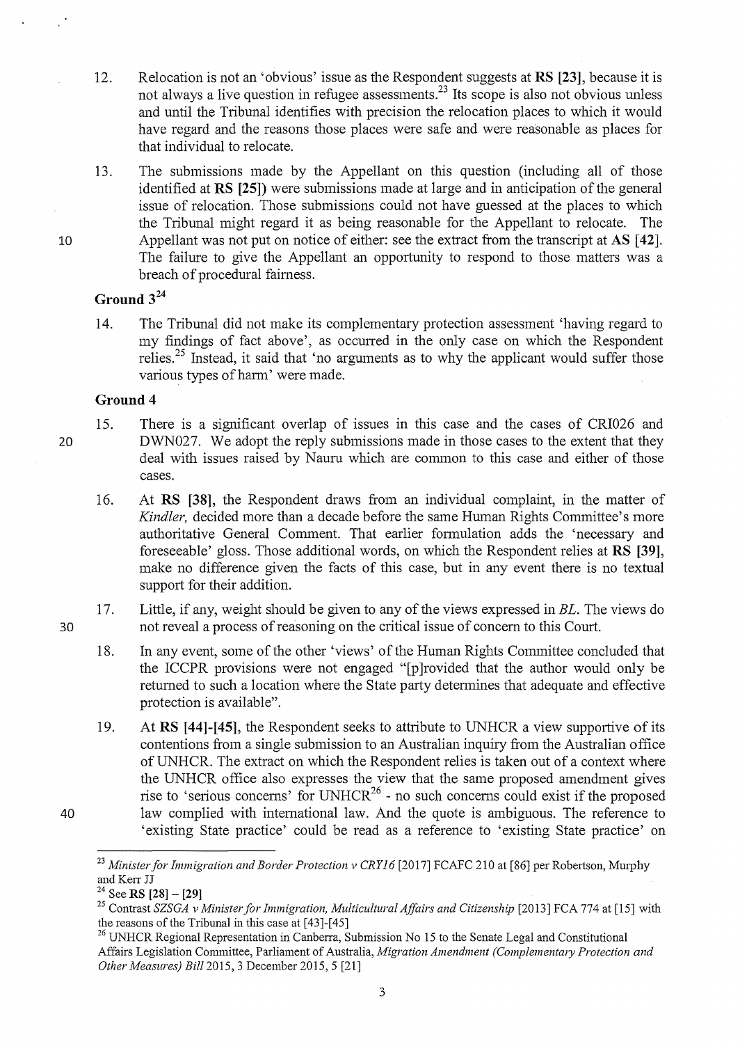12. Relocation is not an 'obvious' issue as the Respondent suggests at **RS [23]**, because it is not always a live question in refugee assessments.[23] Its scope is also not obvious unless and until the Tribunal identifies with precision the relocation places to which it would have regard and the reasons those places were safe and were reasonable as places for that individual to relocate.

13. The submissions made by the Appellant on this question (including all of those identified at **RS [25]**) were submissions made at large and in anticipation of the general issue of relocation. Those submissions could not have guessed at the places to which the Tribunal might regard it as being reasonable for the Appellant to relocate. The Appellant was not put on notice of either: see the extract from the transcript at **AS [42]**. The failure to give the Appellant an opportunity to respond to those matters was a breach of procedural fairness.

## Ground 3[24]

14. The Tribunal did not make its complementary protection assessment 'having regard to my findings of fact above', as occurred in the only case on which the Respondent relies.[25] Instead, it said that 'no arguments as to why the applicant would suffer those various types of harm' were made.

## Ground 4

15. There is a significant overlap of issues in this case and the cases of CRI026 and DWN027. We adopt the reply submissions made in those cases to the extent that they deal with issues raised by Nauru which are common to this case and either of those cases.

16. At **RS [38]**, the Respondent draws from an individual complaint, in the matter of *Kindler,* decided more than a decade before the same Human Rights Committee's more authoritative General Comment. That earlier formulation adds the 'necessary and foreseeable' gloss. Those additional words, on which the Respondent relies at **RS [39]**, make no difference given the facts of this case, but in any event there is no textual support for their addition.

17. Little, if any, weight should be given to any of the views expressed in *BL*. The views do not reveal a process of reasoning on the critical issue of concern to this Court.

18. In any event, some of the other 'views' of the Human Rights Committee concluded that the ICCPR provisions were not engaged "[p]rovided that the author would only be returned to such a location where the State party determines that adequate and effective protection is available".

19. At **RS [44]-[45]**, the Respondent seeks to attribute to UNHCR a view supportive of its contentions from a single submission to an Australian inquiry from the Australian office of UNHCR. The extract on which the Respondent relies is taken out of a context where the UNHCR office also expresses the view that the same proposed amendment gives rise to 'serious concerns' for UNHCR[26] - no such concerns could exist if the proposed law complied with international law. And the quote is ambiguous. The reference to 'existing State practice' could be read as a reference to 'existing State practice' on

---

[23] *Minister for Immigration and Border Protection v CRY16* [2017] FCAFC 210 at [86] per Robertson, Murphy and Kerr JJ

[24] See **RS [28] – [29]**

[25] Contrast *SZSGA v Minister for Immigration, Multicultural Affairs and Citizenship* [2013] FCA 774 at [15] with the reasons of the Tribunal in this case at [43]-[45]

[26] UNHCR Regional Representation in Canberra, Submission No 15 to the Senate Legal and Constitutional Affairs Legislation Committee, Parliament of Australia, *Migration Amendment (Complementary Protection and Other Measures) Bill* 2015, 3 December 2015, 5 [21]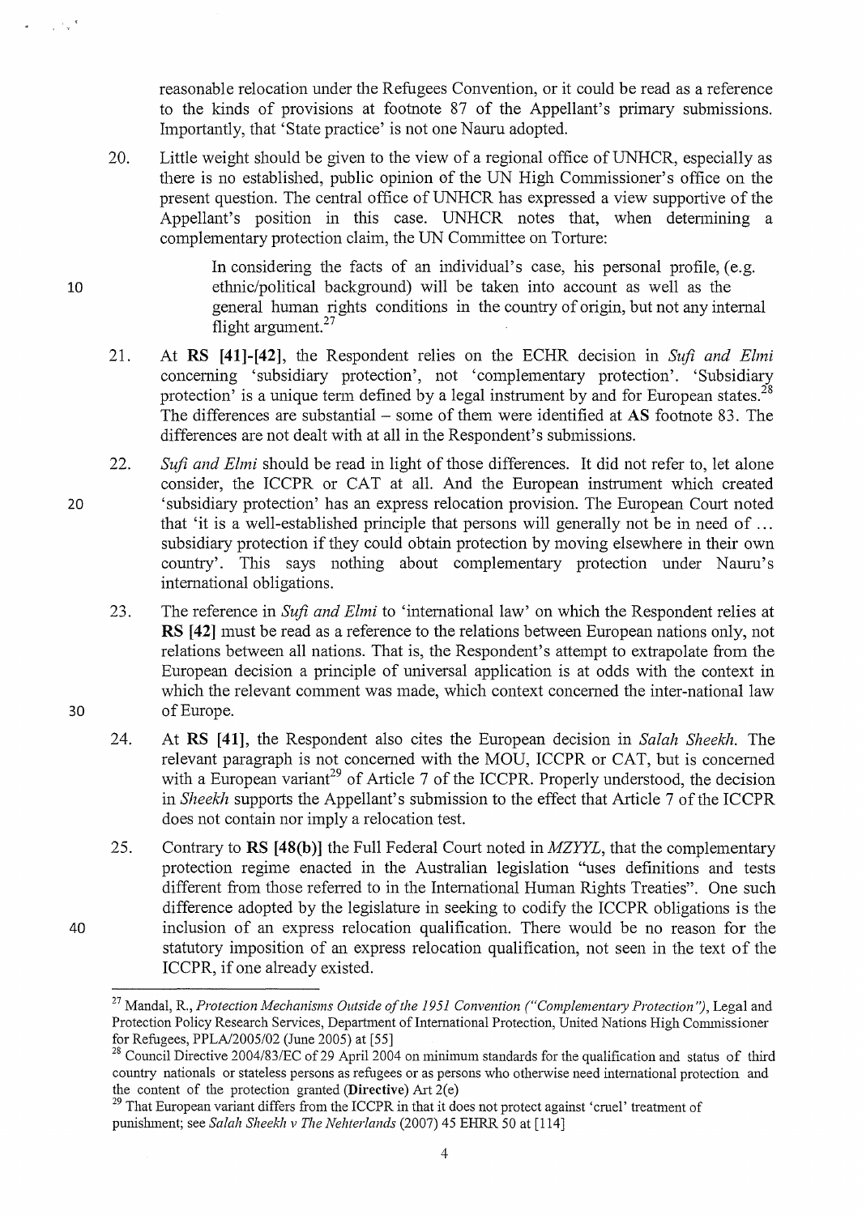reasonable relocation under the Refugees Convention, or it could be read as a reference to the kinds of provisions at footnote 87 of the Appellant's primary submissions. Importantly, that 'State practice' is not one Nauru adopted.

20. Little weight should be given to the view of a regional office of UNHCR, especially as there is no established, public opinion of the UN High Commissioner's office on the present question. The central office of UNHCR has expressed a view supportive of the Appellant's position in this case. UNHCR notes that, when determining a complementary protection claim, the UN Committee on Torture:

> In considering the facts of an individual's case, his personal profile, (e.g. ethnic/political background) will be taken into account as well as the general human rights conditions in the country of origin, but not any internal flight argument.[27]

21. At **RS [41]-[42]**, the Respondent relies on the ECHR decision in *Sufi and Elmi* concerning 'subsidiary protection', not 'complementary protection'. 'Subsidiary protection' is a unique term defined by a legal instrument by and for European states.[28] The differences are substantial – some of them were identified at **AS** footnote 83. The differences are not dealt with at all in the Respondent's submissions.

22. *Sufi and Elmi* should be read in light of those differences. It did not refer to, let alone consider, the ICCPR or CAT at all. And the European instrument which created 'subsidiary protection' has an express relocation provision. The European Court noted that 'it is a well-established principle that persons will generally not be in need of ... subsidiary protection if they could obtain protection by moving elsewhere in their own country'. This says nothing about complementary protection under Nauru's international obligations.

23. The reference in *Sufi and Elmi* to 'international law' on which the Respondent relies at **RS [42]** must be read as a reference to the relations between European nations only, not relations between all nations. That is, the Respondent's attempt to extrapolate from the European decision a principle of universal application is at odds with the context in which the relevant comment was made, which context concerned the inter-national law of Europe.

24. At **RS [41]**, the Respondent also cites the European decision in *Salah Sheekh*. The relevant paragraph is not concerned with the MOU, ICCPR or CAT, but is concerned with a European variant[29] of Article 7 of the ICCPR. Properly understood, the decision in *Sheekh* supports the Appellant's submission to the effect that Article 7 of the ICCPR does not contain nor imply a relocation test.

25. Contrary to **RS [48(b)]** the Full Federal Court noted in *MZYYL*, that the complementary protection regime enacted in the Australian legislation "uses definitions and tests different from those referred to in the International Human Rights Treaties". One such difference adopted by the legislature in seeking to codify the ICCPR obligations is the inclusion of an express relocation qualification. There would be no reason for the statutory imposition of an express relocation qualification, not seen in the text of the ICCPR, if one already existed.

---

[27] Mandal, R., *Protection Mechanisms Outside of the 1951 Convention ("Complementary Protection")*, Legal and Protection Policy Research Services, Department of International Protection, United Nations High Commissioner for Refugees, PPLA/2005/02 (June 2005) at [55]

[28] Council Directive 2004/83/EC of 29 April 2004 on minimum standards for the qualification and status of third country nationals or stateless persons as refugees or as persons who otherwise need international protection and the content of the protection granted (**Directive**) Art 2(e)

[29] That European variant differs from the ICCPR in that it does not protect against 'cruel' treatment of punishment; see *Salah Sheekh v The Nehterlands* (2007) 45 EHRR 50 at [114]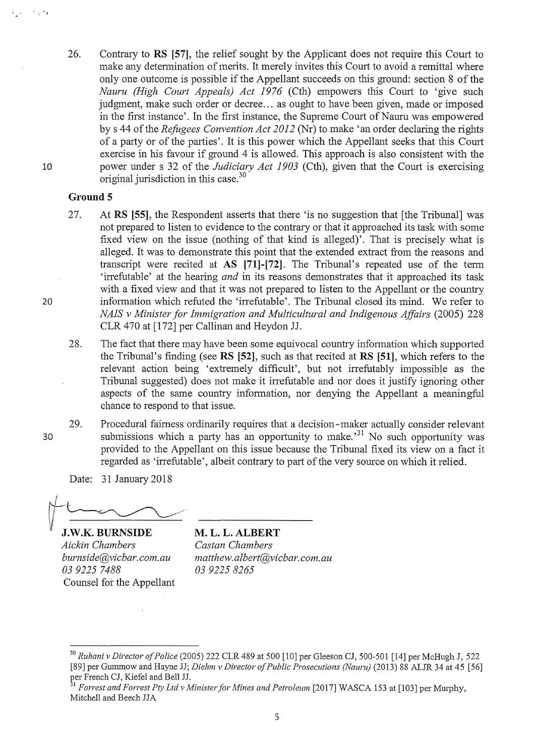26. Contrary to **RS [57]**, the relief sought by the Applicant does not require this Court to make any determination of merits. It merely invites this Court to avoid a remittal where only one outcome is possible if the Appellant succeeds on this ground: section 8 of the *Nauru (High Court Appeals) Act 1976* (Cth) empowers this Court to 'give such judgment, make such order or decree… as ought to have been given, made or imposed in the first instance'. In the first instance, the Supreme Court of Nauru was empowered by s 44 of the *Refugees Convention Act 2012* (Nr) to make 'an order declaring the rights of a party or of the parties'. It is this power which the Appellant seeks that this Court exercise in his favour if ground 4 is allowed. This approach is also consistent with the power under s 32 of the *Judiciary Act 1903* (Cth), given that the Court is exercising original jurisdiction in this case.[30]

## Ground 5

27. At **RS [55]**, the Respondent asserts that there 'is no suggestion that [the Tribunal] was not prepared to listen to evidence to the contrary or that it approached its task with some fixed view on the issue (nothing of that kind is alleged)'. That is precisely what is alleged. It was to demonstrate this point that the extended extract from the reasons and transcript were recited at **AS [71]-[72]**. The Tribunal's repeated use of the term 'irrefutable' at the hearing *and* in its reasons demonstrates that it approached its task with a fixed view and that it was not prepared to listen to the Appellant or the country information which refuted the 'irrefutable'. The Tribunal closed its mind. We refer to *NAIS v Minister for Immigration and Multicultural and Indigenous Affairs* (2005) 228 CLR 470 at [172] per Callinan and Heydon JJ.

28. The fact that there may have been some equivocal country information which supported the Tribunal's finding (see **RS [52]**, such as that recited at **RS [51]**, which refers to the relevant action being 'extremely difficult', but not irrefutably impossible as the Tribunal suggested) does not make it irrefutable and nor does it justify ignoring other aspects of the same country information, nor denying the Appellant a meaningful chance to respond to that issue.

29. Procedural fairness ordinarily requires that a decision-maker actually consider relevant submissions which a party has an opportunity to make.'[31] No such opportunity was provided to the Appellant on this issue because the Tribunal fixed its view on a fact it regarded as 'irrefutable', albeit contrary to part of the very source on which it relied.

Date: 31 January 2018

| | |
|---|---|
| **J.W.K. BURNSIDE** | **M. L. L. ALBERT** |
| *Aickin Chambers* | *Castan Chambers* |
| *burnside@vicbar.com.au* | *matthew.albert@vicbar.com.au* |
| *03 9225 7488* | *03 9225 8265* |
| Counsel for the Appellant | |

---

[30] *Ruhani v Director of Police* (2005) 222 CLR 489 at 500 [10] per Gleeson CJ, 500-501 [14] per McHugh J, 522 [89] per Gummow and Hayne JJ; *Diehm v Director of Public Prosecutions (Nauru)* (2013) 88 ALJR 34 at 45 [56] per French CJ, Kiefel and Bell JJ.

[31] *Forrest and Forrest Pty Ltd v Minister for Mines and Petroleum* [2017] WASCA 153 at [103] per Murphy, Mitchell and Beech JJA